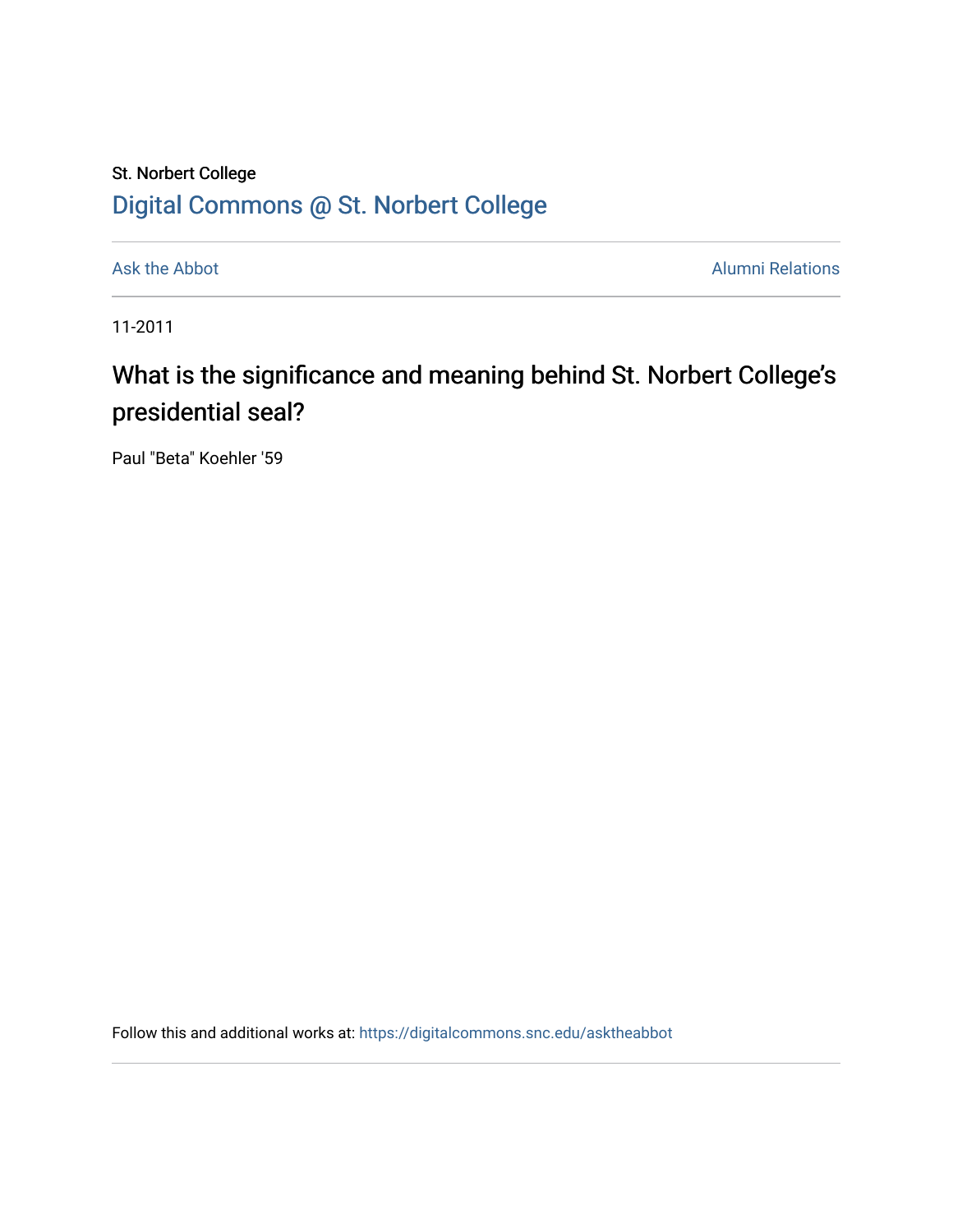St. Norbert College

[Digital Commons @ St. Norbert College](https://digitalcommons.snc.edu)

Ask the Abbot | Alumni Relations

11-2011

# What is the significance and meaning behind St. Norbert College's presidential seal?

Paul "Beta" Koehler '59

Follow this and additional works at: https://digitalcommons.snc.edu/asktheabbot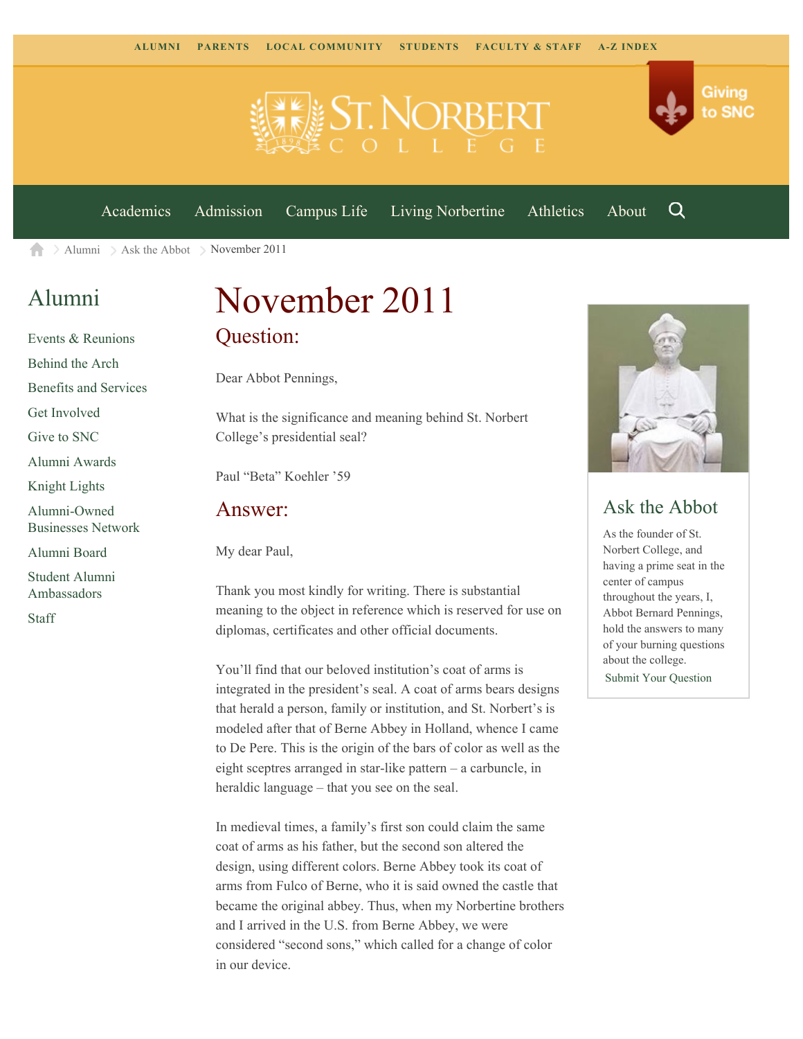ALUMNI PARENTS LOCAL COMMUNITY STUDENTS FACULTY & STAFF A-Z INDEX

Giving to SNC

Academics Admission Campus Life Living Norbertine Athletics About

Alumni > Ask the Abbot > November 2011

## Alumni

- Events & Reunions
- Behind the Arch
- Benefits and Services
- Get Involved
- Give to SNC
- Alumni Awards
- Knight Lights
- Alumni-Owned Businesses Network
- Alumni Board
- Student Alumni Ambassadors
- Staff

# November 2011

## Question:

Dear Abbot Pennings,

What is the significance and meaning behind St. Norbert College's presidential seal?

Paul "Beta" Koehler '59

## Answer:

My dear Paul,

Thank you most kindly for writing. There is substantial meaning to the object in reference which is reserved for use on diplomas, certificates and other official documents.

You'll find that our beloved institution's coat of arms is integrated in the president's seal. A coat of arms bears designs that herald a person, family or institution, and St. Norbert's is modeled after that of Berne Abbey in Holland, whence I came to De Pere. This is the origin of the bars of color as well as the eight sceptres arranged in star-like pattern – a carbuncle, in heraldic language – that you see on the seal.

In medieval times, a family's first son could claim the same coat of arms as his father, but the second son altered the design, using different colors. Berne Abbey took its coat of arms from Fulco of Berne, who it is said owned the castle that became the original abbey. Thus, when my Norbertine brothers and I arrived in the U.S. from Berne Abbey, we were considered "second sons," which called for a change of color in our device.

## Ask the Abbot

As the founder of St. Norbert College, and having a prime seat in the center of campus throughout the years, I, Abbot Bernard Pennings, hold the answers to many of your burning questions about the college.

Submit Your Question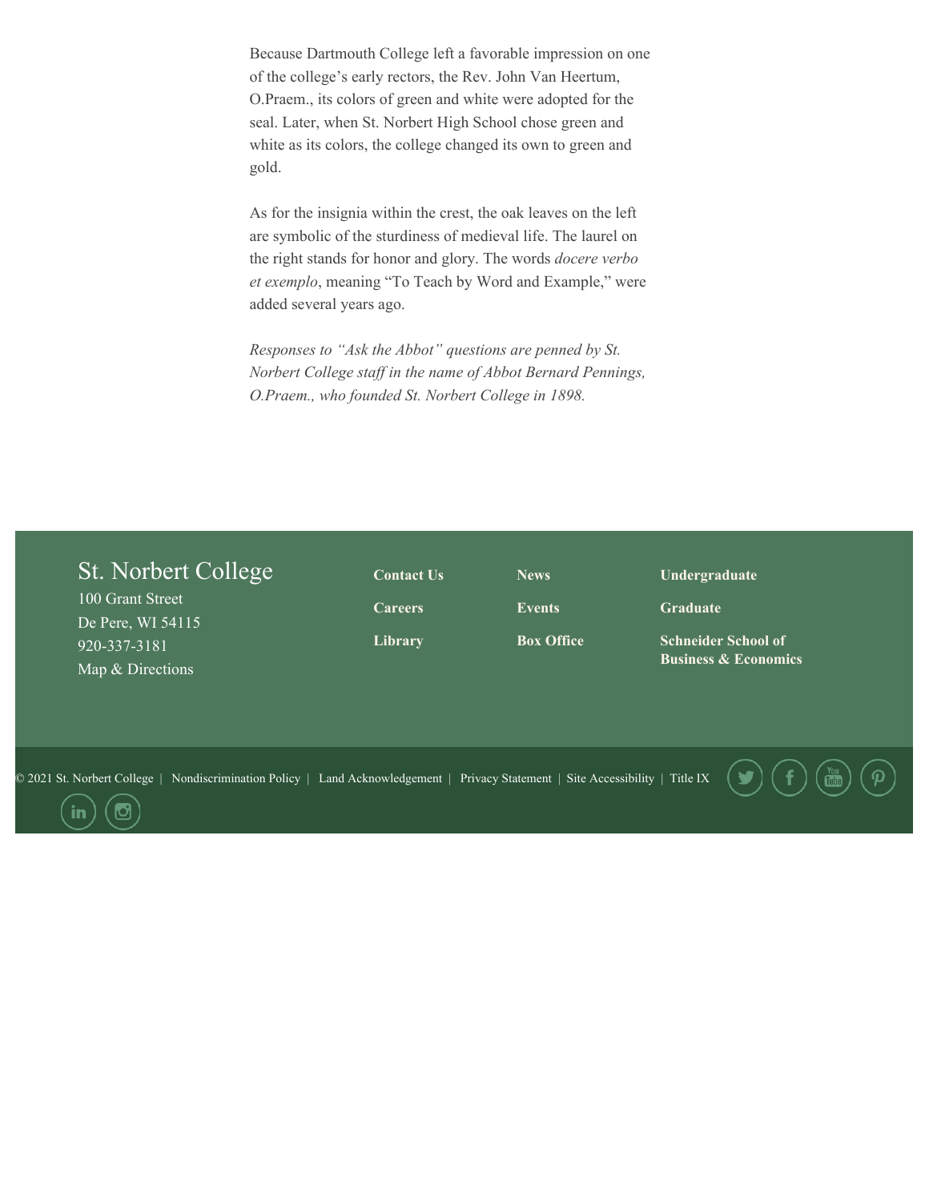Because Dartmouth College left a favorable impression on one of the college's early rectors, the Rev. John Van Heertum, O.Praem., its colors of green and white were adopted for the seal. Later, when St. Norbert High School chose green and white as its colors, the college changed its own to green and gold.

As for the insignia within the crest, the oak leaves on the left are symbolic of the sturdiness of medieval life. The laurel on the right stands for honor and glory. The words *docere verbo et exemplo*, meaning "To Teach by Word and Example," were added several years ago.

*Responses to "Ask the Abbot" questions are penned by St. Norbert College staff in the name of Abbot Bernard Pennings, O.Praem., who founded St. Norbert College in 1898.*

St. Norbert College
100 Grant Street
De Pere, WI 54115
920-337-3181
Map & Directions

**Contact Us**
**Careers**
**Library**
**News**
**Events**
**Box Office**
**Undergraduate**
**Graduate**
**Schneider School of Business & Economics**

© 2021 St. Norbert College | Nondiscrimination Policy | Land Acknowledgement | Privacy Statement | Site Accessibility | Title IX